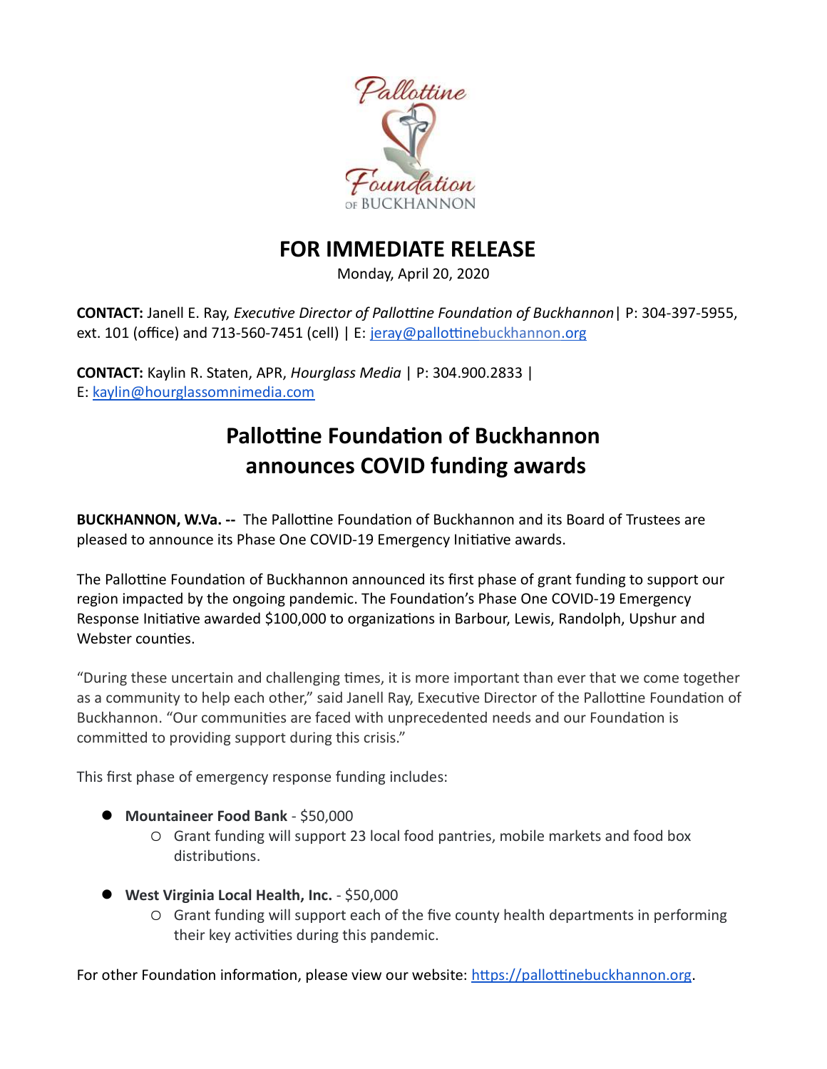# FOR IMMEDIATE RELEASE

Monday, April 20, 2020

**CONTACT:** Janell E. Ray, *Executive Director of Pallottine Foundation of Buckhannon* | P: 304-397-5955, ext. 101 (office) and 713-560-7451 (cell) | E: jeray@pallottinebuckhannon.org

**CONTACT:** Kaylin R. Staten, APR, *Hourglass Media* | P: 304.900.2833 | E: kaylin@hourglassomnimedia.com

## Pallottine Foundation of Buckhannon announces COVID funding awards

**BUCKHANNON, W.Va. --** The Pallottine Foundation of Buckhannon and its Board of Trustees are pleased to announce its Phase One COVID-19 Emergency Initiative awards.

The Pallottine Foundation of Buckhannon announced its first phase of grant funding to support our region impacted by the ongoing pandemic. The Foundation's Phase One COVID-19 Emergency Response Initiative awarded $100,000 to organizations in Barbour, Lewis, Randolph, Upshur and Webster counties.

"During these uncertain and challenging times, it is more important than ever that we come together as a community to help each other," said Janell Ray, Executive Director of the Pallottine Foundation of Buckhannon. "Our communities are faced with unprecedented needs and our Foundation is committed to providing support during this crisis."

This first phase of emergency response funding includes:

- **Mountaineer Food Bank** - $50,000
  - Grant funding will support 23 local food pantries, mobile markets and food box distributions.
- **West Virginia Local Health, Inc.** - $50,000
  - Grant funding will support each of the five county health departments in performing their key activities during this pandemic.

For other Foundation information, please view our website: https://pallottinebuckhannon.org.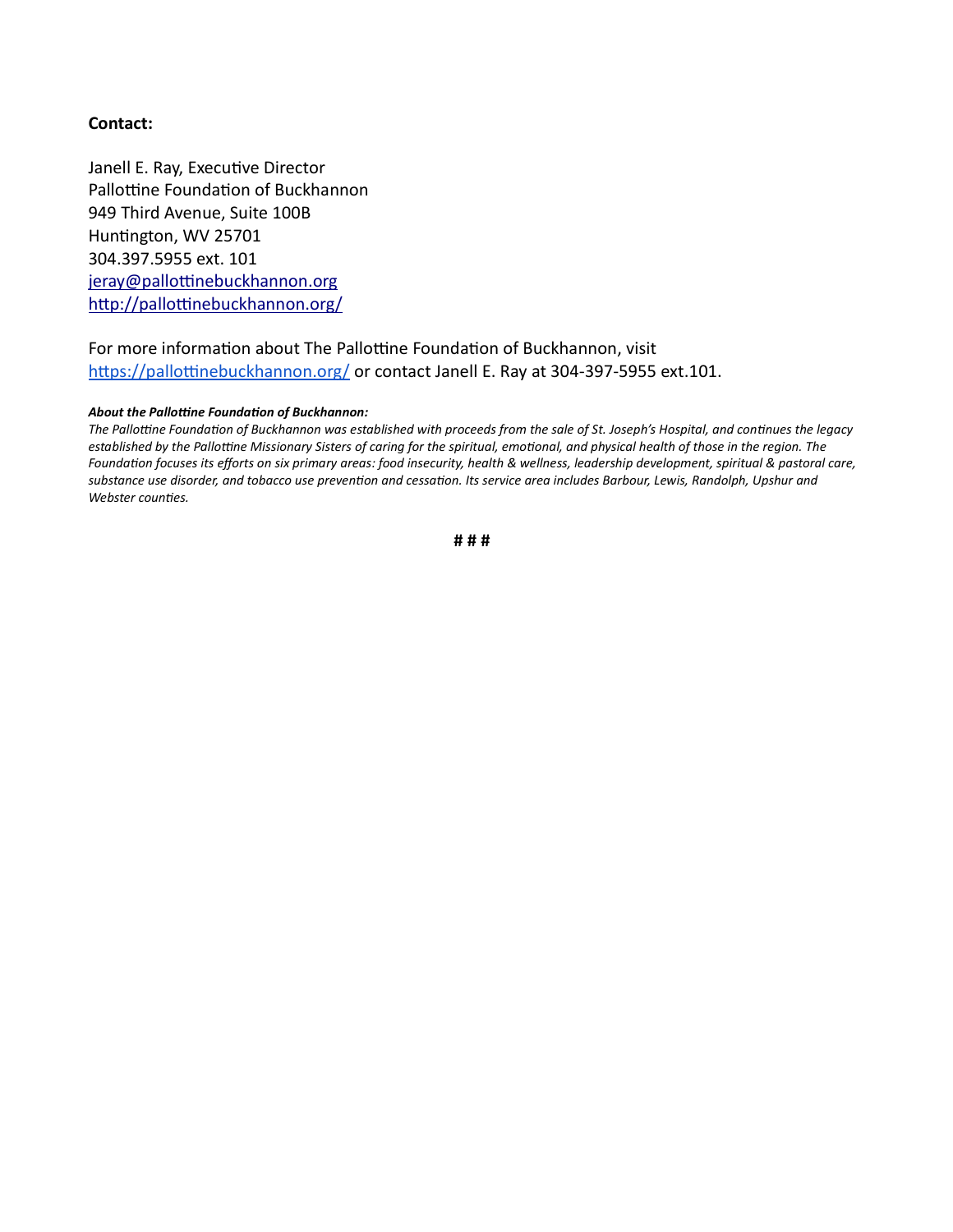**Contact:**

Janell E. Ray, Executive Director
Pallottine Foundation of Buckhannon
949 Third Avenue, Suite 100B
Huntington, WV 25701
304.397.5955 ext. 101
jeray@pallottinebuckhannon.org
http://pallottinebuckhannon.org/

For more information about The Pallottine Foundation of Buckhannon, visit https://pallottinebuckhannon.org/ or contact Janell E. Ray at 304-397-5955 ext.101.

***About the Pallottine Foundation of Buckhannon:***

*The Pallottine Foundation of Buckhannon was established with proceeds from the sale of St. Joseph's Hospital, and continues the legacy established by the Pallottine Missionary Sisters of caring for the spiritual, emotional, and physical health of those in the region. The Foundation focuses its efforts on six primary areas: food insecurity, health & wellness, leadership development, spiritual & pastoral care, substance use disorder, and tobacco use prevention and cessation. Its service area includes Barbour, Lewis, Randolph, Upshur and Webster counties.*

**# # #**